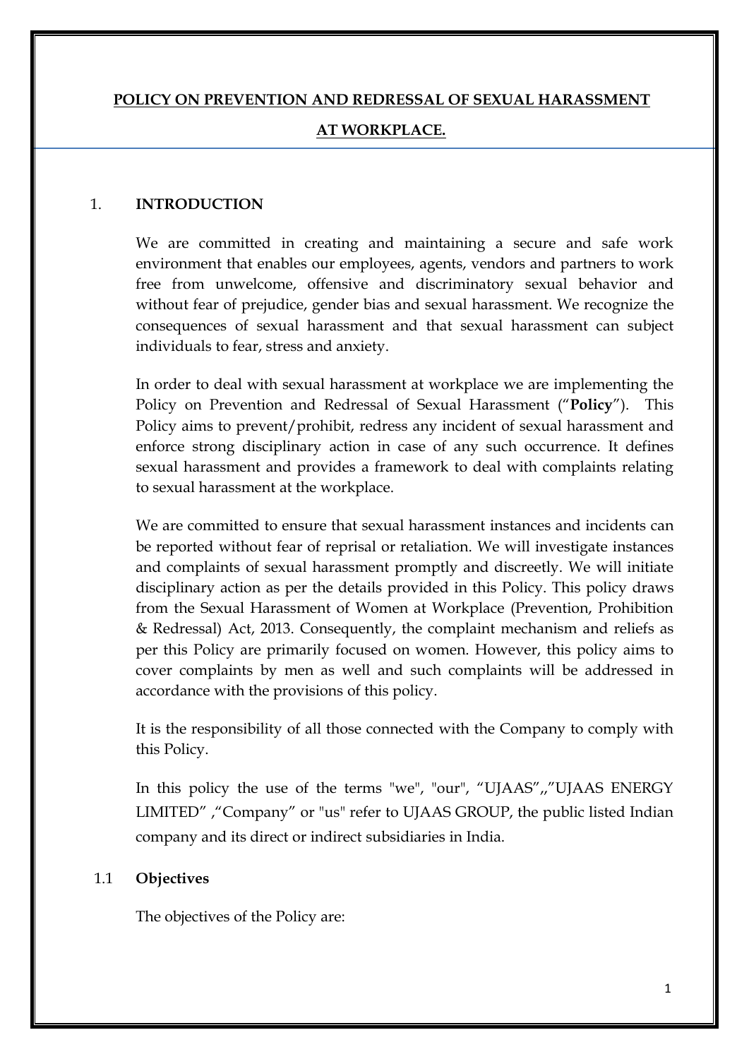# POLICY ON PREVENTION AND REDRESSAL OF SEXUAL HARASSMENT AT WORKPLACE.

## 1. INTRODUCTION

We are committed in creating and maintaining a secure and safe work environment that enables our employees, agents, vendors and partners to work free from unwelcome, offensive and discriminatory sexual behavior and without fear of prejudice, gender bias and sexual harassment. We recognize the consequences of sexual harassment and that sexual harassment can subject individuals to fear, stress and anxiety.

In order to deal with sexual harassment at workplace we are implementing the Policy on Prevention and Redressal of Sexual Harassment ("**Policy**"). This Policy aims to prevent/prohibit, redress any incident of sexual harassment and enforce strong disciplinary action in case of any such occurrence. It defines sexual harassment and provides a framework to deal with complaints relating to sexual harassment at the workplace.

We are committed to ensure that sexual harassment instances and incidents can be reported without fear of reprisal or retaliation. We will investigate instances and complaints of sexual harassment promptly and discreetly. We will initiate disciplinary action as per the details provided in this Policy. This policy draws from the Sexual Harassment of Women at Workplace (Prevention, Prohibition & Redressal) Act, 2013. Consequently, the complaint mechanism and reliefs as per this Policy are primarily focused on women. However, this policy aims to cover complaints by men as well and such complaints will be addressed in accordance with the provisions of this policy.

It is the responsibility of all those connected with the Company to comply with this Policy.

In this policy the use of the terms "we", "our", "UJAAS",,"UJAAS ENERGY LIMITED" ,"Company" or "us" refer to UJAAS GROUP, the public listed Indian company and its direct or indirect subsidiaries in India.

### 1.1 Objectives

The objectives of the Policy are: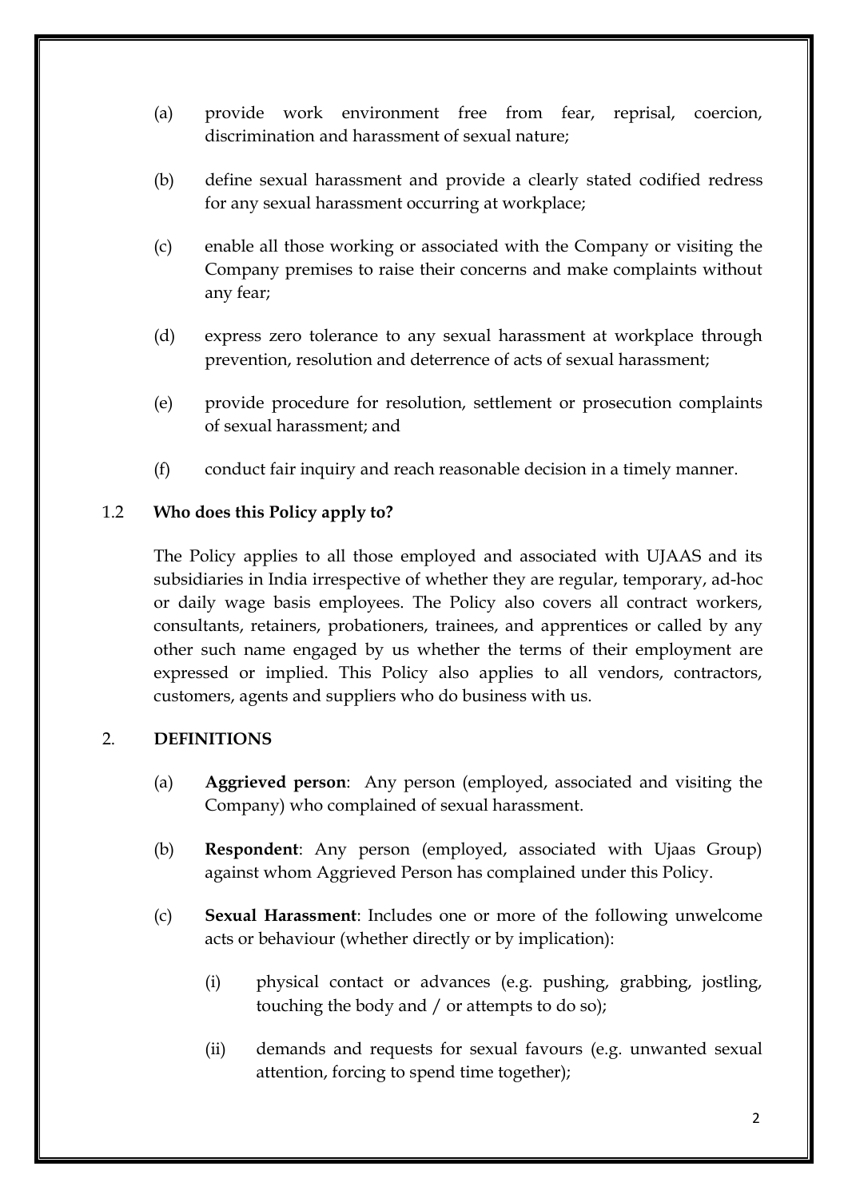(a) provide work environment free from fear, reprisal, coercion, discrimination and harassment of sexual nature;

(b) define sexual harassment and provide a clearly stated codified redress for any sexual harassment occurring at workplace;

(c) enable all those working or associated with the Company or visiting the Company premises to raise their concerns and make complaints without any fear;

(d) express zero tolerance to any sexual harassment at workplace through prevention, resolution and deterrence of acts of sexual harassment;

(e) provide procedure for resolution, settlement or prosecution complaints of sexual harassment; and

(f) conduct fair inquiry and reach reasonable decision in a timely manner.

### 1.2 Who does this Policy apply to?

The Policy applies to all those employed and associated with UJAAS and its subsidiaries in India irrespective of whether they are regular, temporary, ad-hoc or daily wage basis employees. The Policy also covers all contract workers, consultants, retainers, probationers, trainees, and apprentices or called by any other such name engaged by us whether the terms of their employment are expressed or implied. This Policy also applies to all vendors, contractors, customers, agents and suppliers who do business with us.

## 2. DEFINITIONS

(a) **Aggrieved person**: Any person (employed, associated and visiting the Company) who complained of sexual harassment.

(b) **Respondent**: Any person (employed, associated with Ujaas Group) against whom Aggrieved Person has complained under this Policy.

(c) **Sexual Harassment**: Includes one or more of the following unwelcome acts or behaviour (whether directly or by implication):

(i) physical contact or advances (e.g. pushing, grabbing, jostling, touching the body and / or attempts to do so);

(ii) demands and requests for sexual favours (e.g. unwanted sexual attention, forcing to spend time together);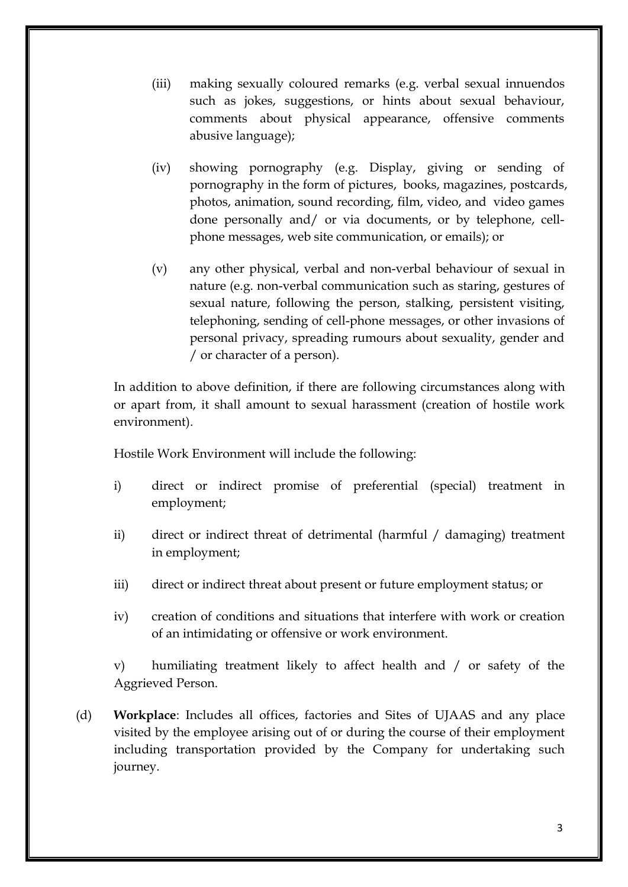(iii) making sexually coloured remarks (e.g. verbal sexual innuendos such as jokes, suggestions, or hints about sexual behaviour, comments about physical appearance, offensive comments abusive language);

(iv) showing pornography (e.g. Display, giving or sending of pornography in the form of pictures, books, magazines, postcards, photos, animation, sound recording, film, video, and video games done personally and/ or via documents, or by telephone, cell-phone messages, web site communication, or emails); or

(v) any other physical, verbal and non-verbal behaviour of sexual in nature (e.g. non-verbal communication such as staring, gestures of sexual nature, following the person, stalking, persistent visiting, telephoning, sending of cell-phone messages, or other invasions of personal privacy, spreading rumours about sexuality, gender and / or character of a person).

In addition to above definition, if there are following circumstances along with or apart from, it shall amount to sexual harassment (creation of hostile work environment).

Hostile Work Environment will include the following:

i) direct or indirect promise of preferential (special) treatment in employment;

ii) direct or indirect threat of detrimental (harmful / damaging) treatment in employment;

iii) direct or indirect threat about present or future employment status; or

iv) creation of conditions and situations that interfere with work or creation of an intimidating or offensive or work environment.

v) humiliating treatment likely to affect health and / or safety of the Aggrieved Person.

(d) **Workplace**: Includes all offices, factories and Sites of UJAAS and any place visited by the employee arising out of or during the course of their employment including transportation provided by the Company for undertaking such journey.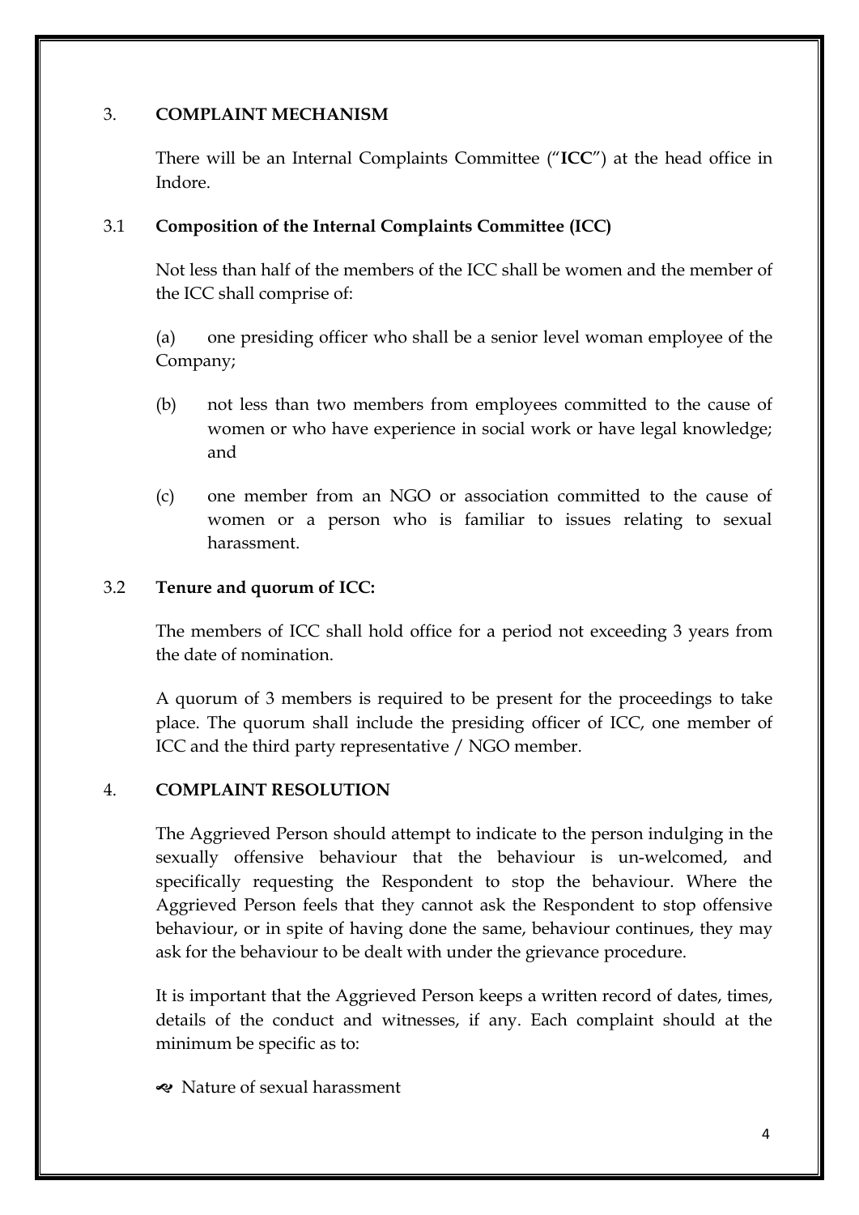## 3. COMPLAINT MECHANISM

There will be an Internal Complaints Committee ("**ICC**") at the head office in Indore.

### 3.1 Composition of the Internal Complaints Committee (ICC)

Not less than half of the members of the ICC shall be women and the member of the ICC shall comprise of:

(a) one presiding officer who shall be a senior level woman employee of the Company;

(b) not less than two members from employees committed to the cause of women or who have experience in social work or have legal knowledge; and

(c) one member from an NGO or association committed to the cause of women or a person who is familiar to issues relating to sexual harassment.

### 3.2 Tenure and quorum of ICC:

The members of ICC shall hold office for a period not exceeding 3 years from the date of nomination.

A quorum of 3 members is required to be present for the proceedings to take place. The quorum shall include the presiding officer of ICC, one member of ICC and the third party representative / NGO member.

## 4. COMPLAINT RESOLUTION

The Aggrieved Person should attempt to indicate to the person indulging in the sexually offensive behaviour that the behaviour is un-welcomed, and specifically requesting the Respondent to stop the behaviour. Where the Aggrieved Person feels that they cannot ask the Respondent to stop offensive behaviour, or in spite of having done the same, behaviour continues, they may ask for the behaviour to be dealt with under the grievance procedure.

It is important that the Aggrieved Person keeps a written record of dates, times, details of the conduct and witnesses, if any. Each complaint should at the minimum be specific as to:

- Nature of sexual harassment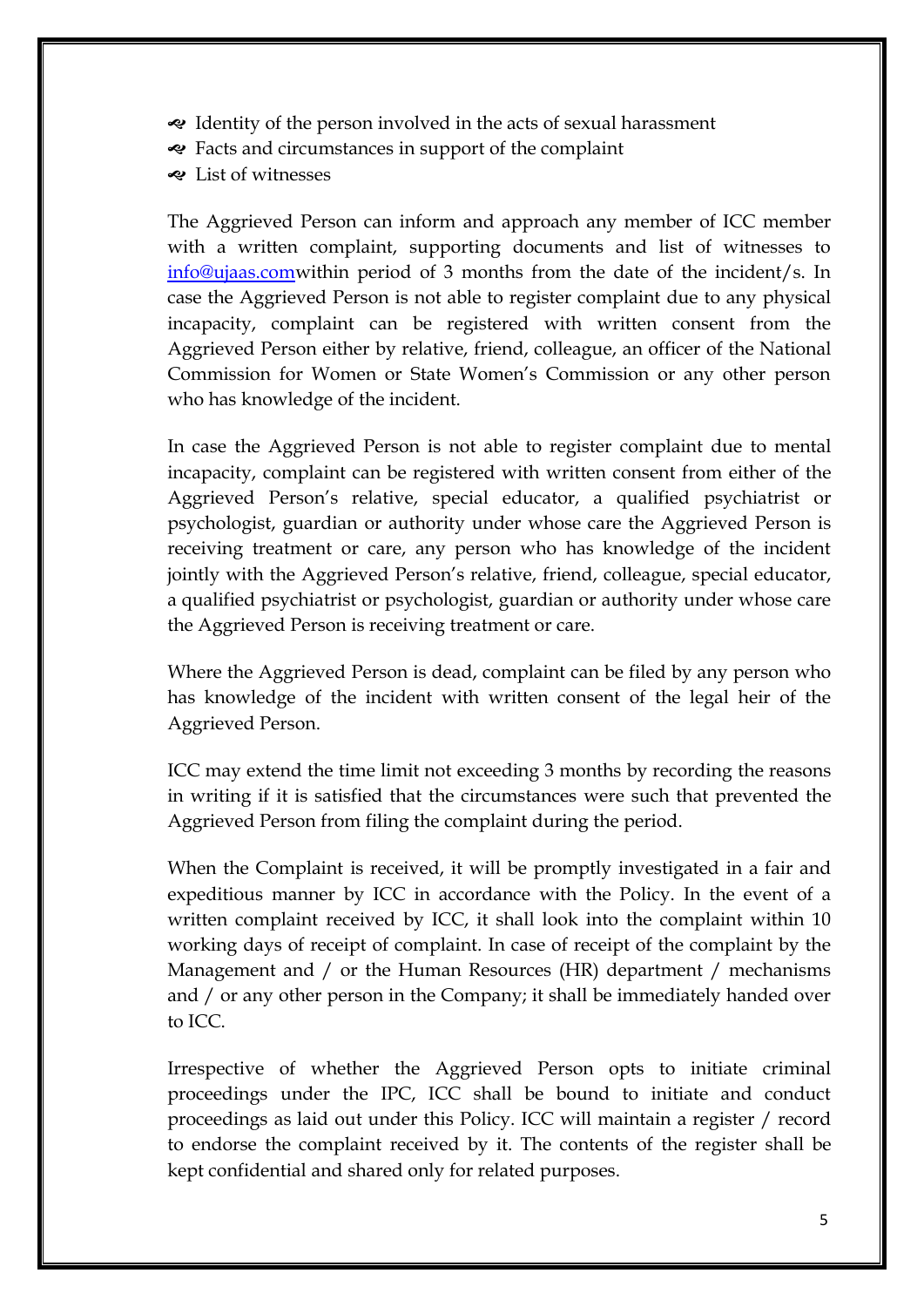- Identity of the person involved in the acts of sexual harassment
- Facts and circumstances in support of the complaint
- List of witnesses

The Aggrieved Person can inform and approach any member of ICC member with a written complaint, supporting documents and list of witnesses to info@ujaas.comwithin period of 3 months from the date of the incident/s. In case the Aggrieved Person is not able to register complaint due to any physical incapacity, complaint can be registered with written consent from the Aggrieved Person either by relative, friend, colleague, an officer of the National Commission for Women or State Women's Commission or any other person who has knowledge of the incident.

In case the Aggrieved Person is not able to register complaint due to mental incapacity, complaint can be registered with written consent from either of the Aggrieved Person's relative, special educator, a qualified psychiatrist or psychologist, guardian or authority under whose care the Aggrieved Person is receiving treatment or care, any person who has knowledge of the incident jointly with the Aggrieved Person's relative, friend, colleague, special educator, a qualified psychiatrist or psychologist, guardian or authority under whose care the Aggrieved Person is receiving treatment or care.

Where the Aggrieved Person is dead, complaint can be filed by any person who has knowledge of the incident with written consent of the legal heir of the Aggrieved Person.

ICC may extend the time limit not exceeding 3 months by recording the reasons in writing if it is satisfied that the circumstances were such that prevented the Aggrieved Person from filing the complaint during the period.

When the Complaint is received, it will be promptly investigated in a fair and expeditious manner by ICC in accordance with the Policy. In the event of a written complaint received by ICC, it shall look into the complaint within 10 working days of receipt of complaint. In case of receipt of the complaint by the Management and / or the Human Resources (HR) department / mechanisms and / or any other person in the Company; it shall be immediately handed over to ICC.

Irrespective of whether the Aggrieved Person opts to initiate criminal proceedings under the IPC, ICC shall be bound to initiate and conduct proceedings as laid out under this Policy. ICC will maintain a register / record to endorse the complaint received by it. The contents of the register shall be kept confidential and shared only for related purposes.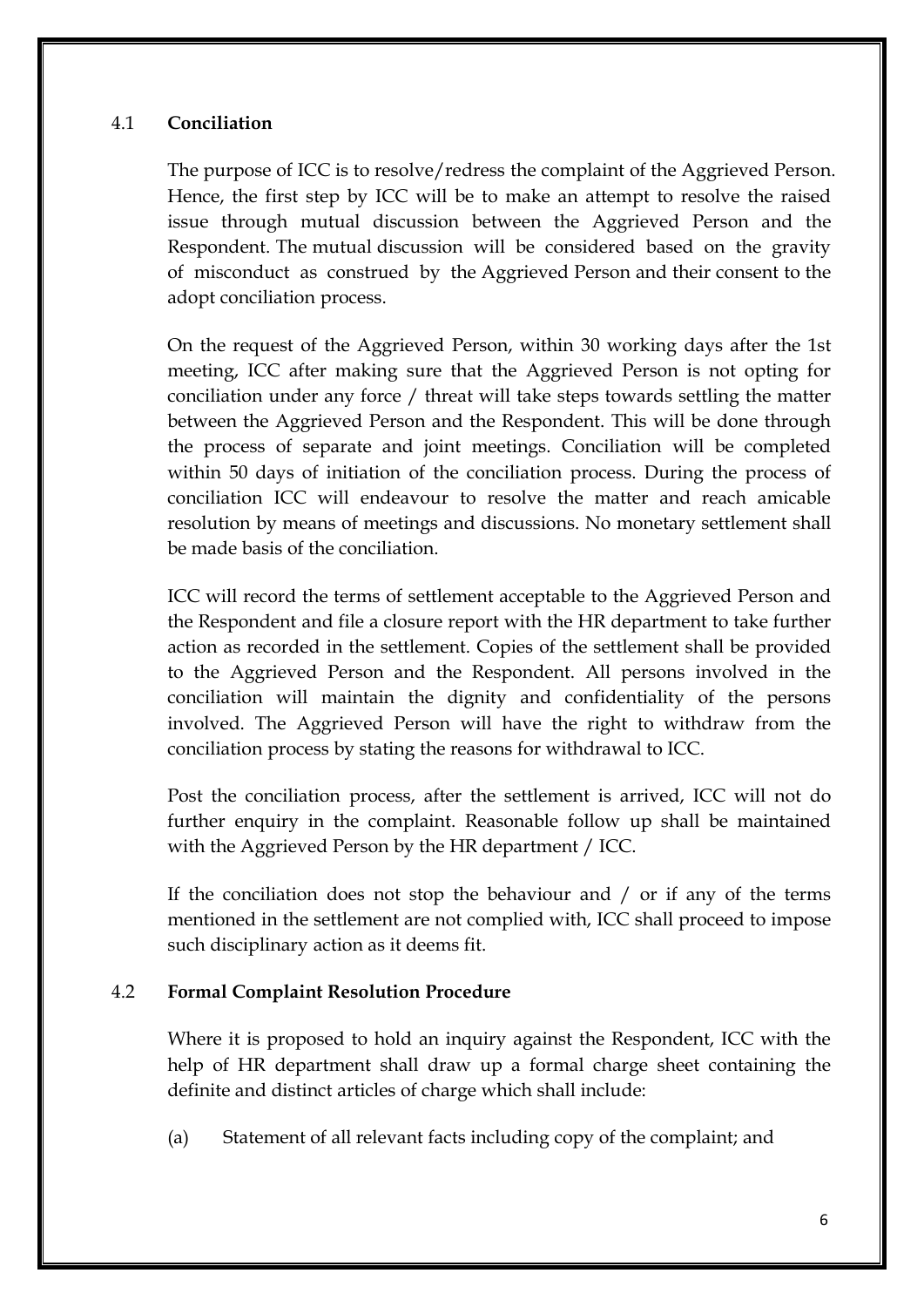### 4.1 **Conciliation**

The purpose of ICC is to resolve/redress the complaint of the Aggrieved Person. Hence, the first step by ICC will be to make an attempt to resolve the raised issue through mutual discussion between the Aggrieved Person and the Respondent. The mutual discussion will be considered based on the gravity of misconduct as construed by the Aggrieved Person and their consent to the adopt conciliation process.

On the request of the Aggrieved Person, within 30 working days after the 1st meeting, ICC after making sure that the Aggrieved Person is not opting for conciliation under any force / threat will take steps towards settling the matter between the Aggrieved Person and the Respondent. This will be done through the process of separate and joint meetings. Conciliation will be completed within 50 days of initiation of the conciliation process. During the process of conciliation ICC will endeavour to resolve the matter and reach amicable resolution by means of meetings and discussions. No monetary settlement shall be made basis of the conciliation.

ICC will record the terms of settlement acceptable to the Aggrieved Person and the Respondent and file a closure report with the HR department to take further action as recorded in the settlement. Copies of the settlement shall be provided to the Aggrieved Person and the Respondent. All persons involved in the conciliation will maintain the dignity and confidentiality of the persons involved. The Aggrieved Person will have the right to withdraw from the conciliation process by stating the reasons for withdrawal to ICC.

Post the conciliation process, after the settlement is arrived, ICC will not do further enquiry in the complaint. Reasonable follow up shall be maintained with the Aggrieved Person by the HR department / ICC.

If the conciliation does not stop the behaviour and / or if any of the terms mentioned in the settlement are not complied with, ICC shall proceed to impose such disciplinary action as it deems fit.

### 4.2 **Formal Complaint Resolution Procedure**

Where it is proposed to hold an inquiry against the Respondent, ICC with the help of HR department shall draw up a formal charge sheet containing the definite and distinct articles of charge which shall include:

(a) Statement of all relevant facts including copy of the complaint; and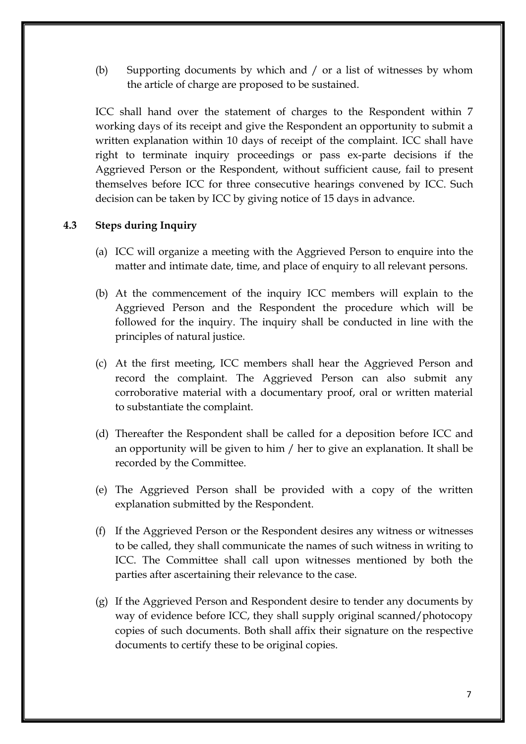(b) Supporting documents by which and / or a list of witnesses by whom the article of charge are proposed to be sustained.

ICC shall hand over the statement of charges to the Respondent within 7 working days of its receipt and give the Respondent an opportunity to submit a written explanation within 10 days of receipt of the complaint. ICC shall have right to terminate inquiry proceedings or pass ex-parte decisions if the Aggrieved Person or the Respondent, without sufficient cause, fail to present themselves before ICC for three consecutive hearings convened by ICC. Such decision can be taken by ICC by giving notice of 15 days in advance.

### 4.3 Steps during Inquiry

(a) ICC will organize a meeting with the Aggrieved Person to enquire into the matter and intimate date, time, and place of enquiry to all relevant persons.

(b) At the commencement of the inquiry ICC members will explain to the Aggrieved Person and the Respondent the procedure which will be followed for the inquiry. The inquiry shall be conducted in line with the principles of natural justice.

(c) At the first meeting, ICC members shall hear the Aggrieved Person and record the complaint. The Aggrieved Person can also submit any corroborative material with a documentary proof, oral or written material to substantiate the complaint.

(d) Thereafter the Respondent shall be called for a deposition before ICC and an opportunity will be given to him / her to give an explanation. It shall be recorded by the Committee.

(e) The Aggrieved Person shall be provided with a copy of the written explanation submitted by the Respondent.

(f) If the Aggrieved Person or the Respondent desires any witness or witnesses to be called, they shall communicate the names of such witness in writing to ICC. The Committee shall call upon witnesses mentioned by both the parties after ascertaining their relevance to the case.

(g) If the Aggrieved Person and Respondent desire to tender any documents by way of evidence before ICC, they shall supply original scanned/photocopy copies of such documents. Both shall affix their signature on the respective documents to certify these to be original copies.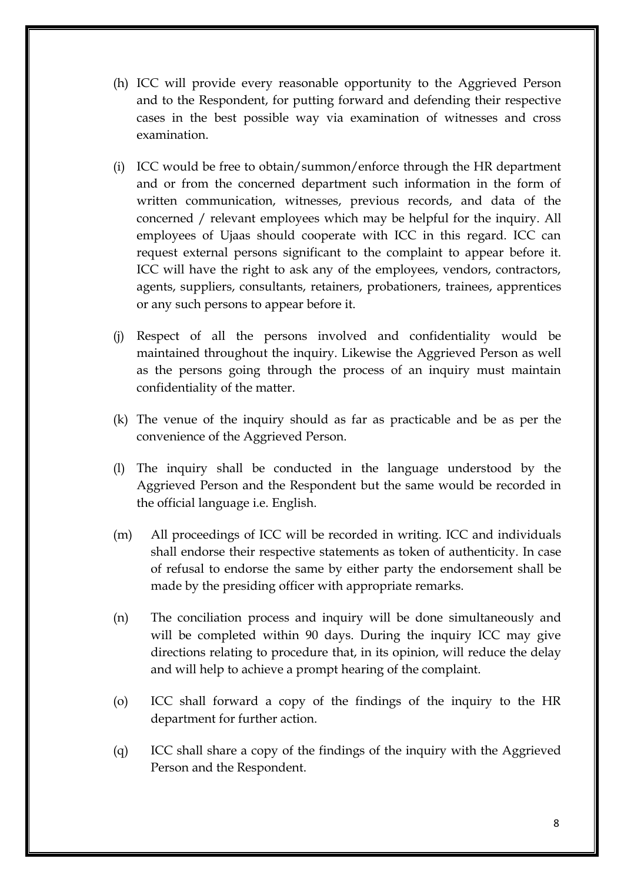(h) ICC will provide every reasonable opportunity to the Aggrieved Person and to the Respondent, for putting forward and defending their respective cases in the best possible way via examination of witnesses and cross examination.

(i) ICC would be free to obtain/summon/enforce through the HR department and or from the concerned department such information in the form of written communication, witnesses, previous records, and data of the concerned / relevant employees which may be helpful for the inquiry. All employees of Ujaas should cooperate with ICC in this regard. ICC can request external persons significant to the complaint to appear before it. ICC will have the right to ask any of the employees, vendors, contractors, agents, suppliers, consultants, retainers, probationers, trainees, apprentices or any such persons to appear before it.

(j) Respect of all the persons involved and confidentiality would be maintained throughout the inquiry. Likewise the Aggrieved Person as well as the persons going through the process of an inquiry must maintain confidentiality of the matter.

(k) The venue of the inquiry should as far as practicable and be as per the convenience of the Aggrieved Person.

(l) The inquiry shall be conducted in the language understood by the Aggrieved Person and the Respondent but the same would be recorded in the official language i.e. English.

(m) All proceedings of ICC will be recorded in writing. ICC and individuals shall endorse their respective statements as token of authenticity. In case of refusal to endorse the same by either party the endorsement shall be made by the presiding officer with appropriate remarks.

(n) The conciliation process and inquiry will be done simultaneously and will be completed within 90 days. During the inquiry ICC may give directions relating to procedure that, in its opinion, will reduce the delay and will help to achieve a prompt hearing of the complaint.

(o) ICC shall forward a copy of the findings of the inquiry to the HR department for further action.

(q) ICC shall share a copy of the findings of the inquiry with the Aggrieved Person and the Respondent.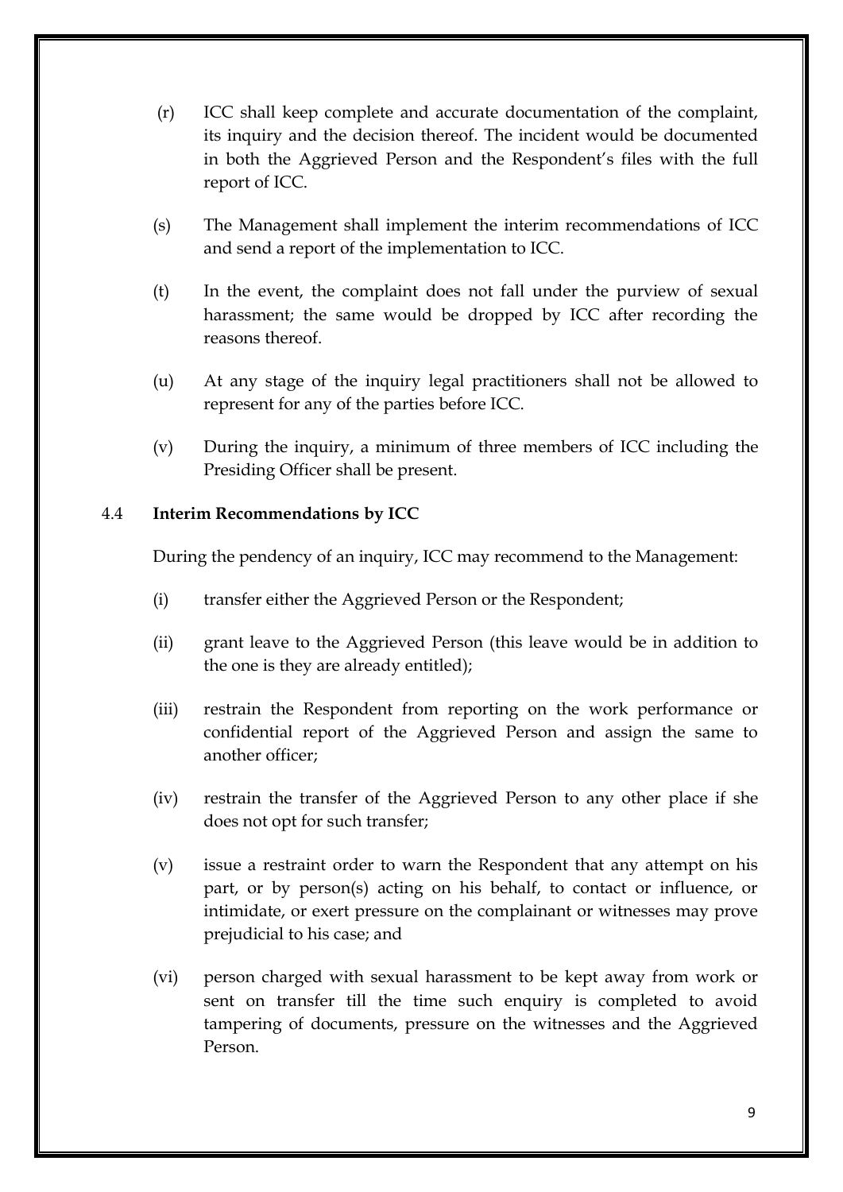(r) ICC shall keep complete and accurate documentation of the complaint, its inquiry and the decision thereof. The incident would be documented in both the Aggrieved Person and the Respondent's files with the full report of ICC.

(s) The Management shall implement the interim recommendations of ICC and send a report of the implementation to ICC.

(t) In the event, the complaint does not fall under the purview of sexual harassment; the same would be dropped by ICC after recording the reasons thereof.

(u) At any stage of the inquiry legal practitioners shall not be allowed to represent for any of the parties before ICC.

(v) During the inquiry, a minimum of three members of ICC including the Presiding Officer shall be present.

### 4.4 **Interim Recommendations by ICC**

During the pendency of an inquiry, ICC may recommend to the Management:

(i) transfer either the Aggrieved Person or the Respondent;

(ii) grant leave to the Aggrieved Person (this leave would be in addition to the one is they are already entitled);

(iii) restrain the Respondent from reporting on the work performance or confidential report of the Aggrieved Person and assign the same to another officer;

(iv) restrain the transfer of the Aggrieved Person to any other place if she does not opt for such transfer;

(v) issue a restraint order to warn the Respondent that any attempt on his part, or by person(s) acting on his behalf, to contact or influence, or intimidate, or exert pressure on the complainant or witnesses may prove prejudicial to his case; and

(vi) person charged with sexual harassment to be kept away from work or sent on transfer till the time such enquiry is completed to avoid tampering of documents, pressure on the witnesses and the Aggrieved Person.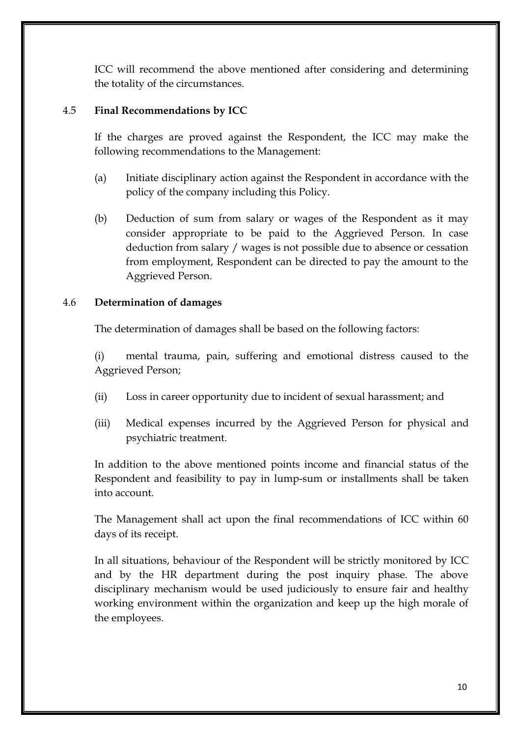ICC will recommend the above mentioned after considering and determining the totality of the circumstances.

### 4.5 **Final Recommendations by ICC**

If the charges are proved against the Respondent, the ICC may make the following recommendations to the Management:

(a) Initiate disciplinary action against the Respondent in accordance with the policy of the company including this Policy.

(b) Deduction of sum from salary or wages of the Respondent as it may consider appropriate to be paid to the Aggrieved Person. In case deduction from salary / wages is not possible due to absence or cessation from employment, Respondent can be directed to pay the amount to the Aggrieved Person.

### 4.6 **Determination of damages**

The determination of damages shall be based on the following factors:

(i) mental trauma, pain, suffering and emotional distress caused to the Aggrieved Person;

(ii) Loss in career opportunity due to incident of sexual harassment; and

(iii) Medical expenses incurred by the Aggrieved Person for physical and psychiatric treatment.

In addition to the above mentioned points income and financial status of the Respondent and feasibility to pay in lump-sum or installments shall be taken into account.

The Management shall act upon the final recommendations of ICC within 60 days of its receipt.

In all situations, behaviour of the Respondent will be strictly monitored by ICC and by the HR department during the post inquiry phase. The above disciplinary mechanism would be used judiciously to ensure fair and healthy working environment within the organization and keep up the high morale of the employees.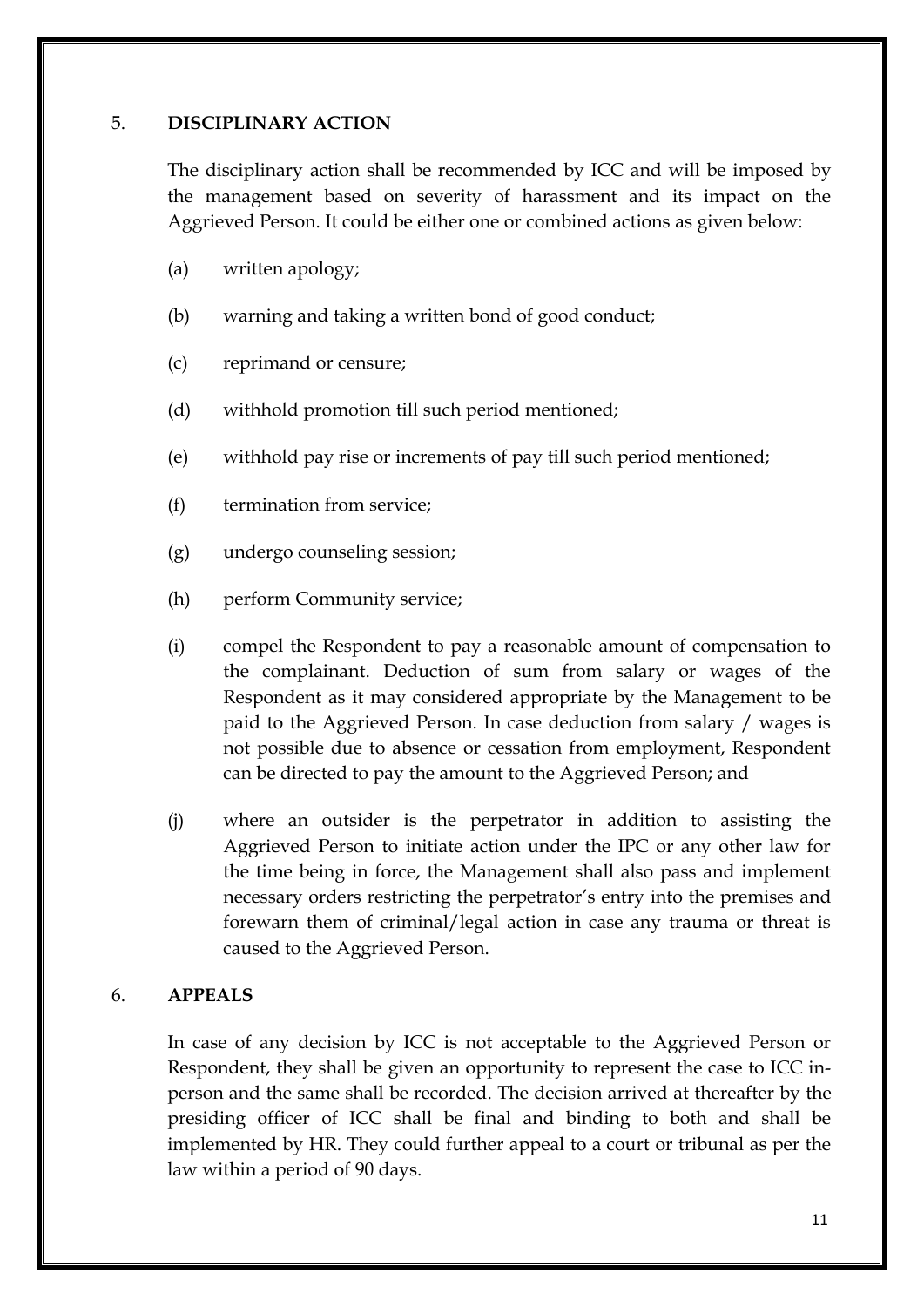## 5. DISCIPLINARY ACTION

The disciplinary action shall be recommended by ICC and will be imposed by the management based on severity of harassment and its impact on the Aggrieved Person. It could be either one or combined actions as given below:

(a) written apology;

(b) warning and taking a written bond of good conduct;

(c) reprimand or censure;

(d) withhold promotion till such period mentioned;

(e) withhold pay rise or increments of pay till such period mentioned;

(f) termination from service;

(g) undergo counseling session;

(h) perform Community service;

(i) compel the Respondent to pay a reasonable amount of compensation to the complainant. Deduction of sum from salary or wages of the Respondent as it may considered appropriate by the Management to be paid to the Aggrieved Person. In case deduction from salary / wages is not possible due to absence or cessation from employment, Respondent can be directed to pay the amount to the Aggrieved Person; and

(j) where an outsider is the perpetrator in addition to assisting the Aggrieved Person to initiate action under the IPC or any other law for the time being in force, the Management shall also pass and implement necessary orders restricting the perpetrator's entry into the premises and forewarn them of criminal/legal action in case any trauma or threat is caused to the Aggrieved Person.

## 6. APPEALS

In case of any decision by ICC is not acceptable to the Aggrieved Person or Respondent, they shall be given an opportunity to represent the case to ICC in-person and the same shall be recorded. The decision arrived at thereafter by the presiding officer of ICC shall be final and binding to both and shall be implemented by HR. They could further appeal to a court or tribunal as per the law within a period of 90 days.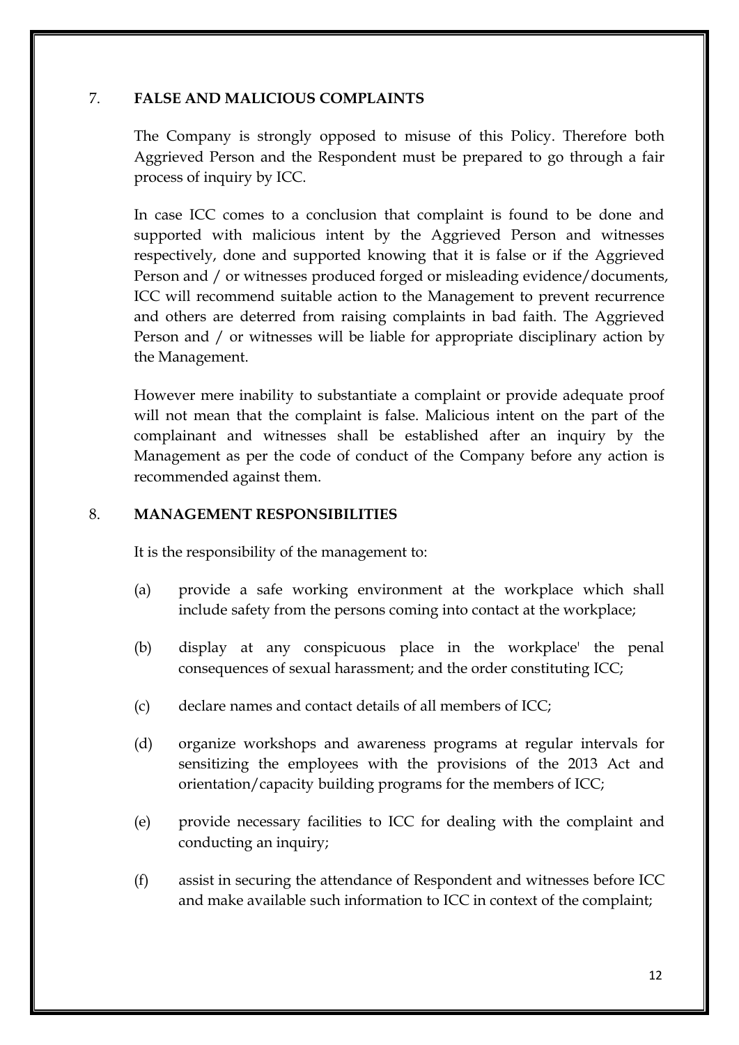## 7. FALSE AND MALICIOUS COMPLAINTS

The Company is strongly opposed to misuse of this Policy. Therefore both Aggrieved Person and the Respondent must be prepared to go through a fair process of inquiry by ICC.

In case ICC comes to a conclusion that complaint is found to be done and supported with malicious intent by the Aggrieved Person and witnesses respectively, done and supported knowing that it is false or if the Aggrieved Person and / or witnesses produced forged or misleading evidence/documents, ICC will recommend suitable action to the Management to prevent recurrence and others are deterred from raising complaints in bad faith. The Aggrieved Person and / or witnesses will be liable for appropriate disciplinary action by the Management.

However mere inability to substantiate a complaint or provide adequate proof will not mean that the complaint is false. Malicious intent on the part of the complainant and witnesses shall be established after an inquiry by the Management as per the code of conduct of the Company before any action is recommended against them.

## 8. MANAGEMENT RESPONSIBILITIES

It is the responsibility of the management to:

(a) provide a safe working environment at the workplace which shall include safety from the persons coming into contact at the workplace;

(b) display at any conspicuous place in the workplace' the penal consequences of sexual harassment; and the order constituting ICC;

(c) declare names and contact details of all members of ICC;

(d) organize workshops and awareness programs at regular intervals for sensitizing the employees with the provisions of the 2013 Act and orientation/capacity building programs for the members of ICC;

(e) provide necessary facilities to ICC for dealing with the complaint and conducting an inquiry;

(f) assist in securing the attendance of Respondent and witnesses before ICC and make available such information to ICC in context of the complaint;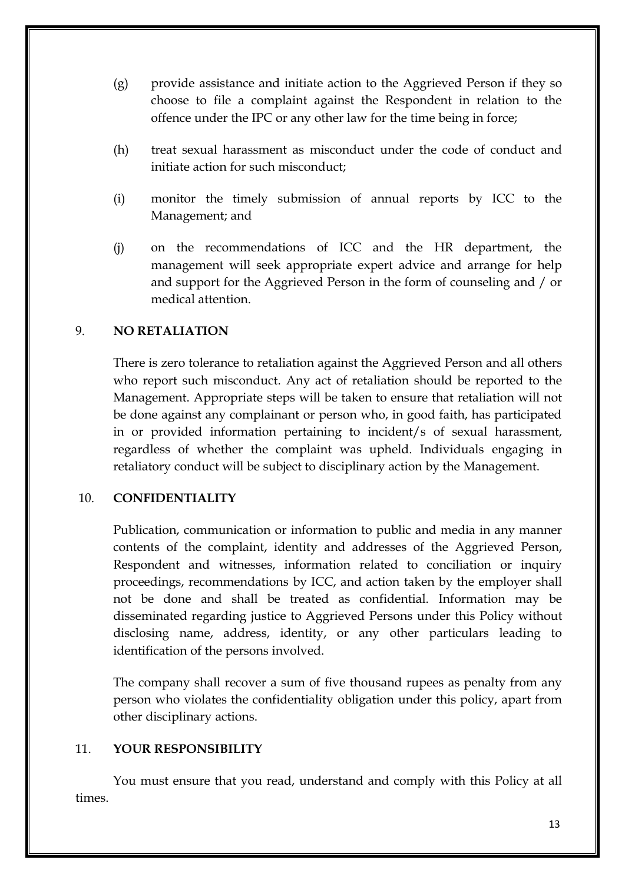(g) provide assistance and initiate action to the Aggrieved Person if they so choose to file a complaint against the Respondent in relation to the offence under the IPC or any other law for the time being in force;

(h) treat sexual harassment as misconduct under the code of conduct and initiate action for such misconduct;

(i) monitor the timely submission of annual reports by ICC to the Management; and

(j) on the recommendations of ICC and the HR department, the management will seek appropriate expert advice and arrange for help and support for the Aggrieved Person in the form of counseling and / or medical attention.

## 9. NO RETALIATION

There is zero tolerance to retaliation against the Aggrieved Person and all others who report such misconduct. Any act of retaliation should be reported to the Management. Appropriate steps will be taken to ensure that retaliation will not be done against any complainant or person who, in good faith, has participated in or provided information pertaining to incident/s of sexual harassment, regardless of whether the complaint was upheld. Individuals engaging in retaliatory conduct will be subject to disciplinary action by the Management.

## 10. CONFIDENTIALITY

Publication, communication or information to public and media in any manner contents of the complaint, identity and addresses of the Aggrieved Person, Respondent and witnesses, information related to conciliation or inquiry proceedings, recommendations by ICC, and action taken by the employer shall not be done and shall be treated as confidential. Information may be disseminated regarding justice to Aggrieved Persons under this Policy without disclosing name, address, identity, or any other particulars leading to identification of the persons involved.

The company shall recover a sum of five thousand rupees as penalty from any person who violates the confidentiality obligation under this policy, apart from other disciplinary actions.

## 11. YOUR RESPONSIBILITY

You must ensure that you read, understand and comply with this Policy at all times.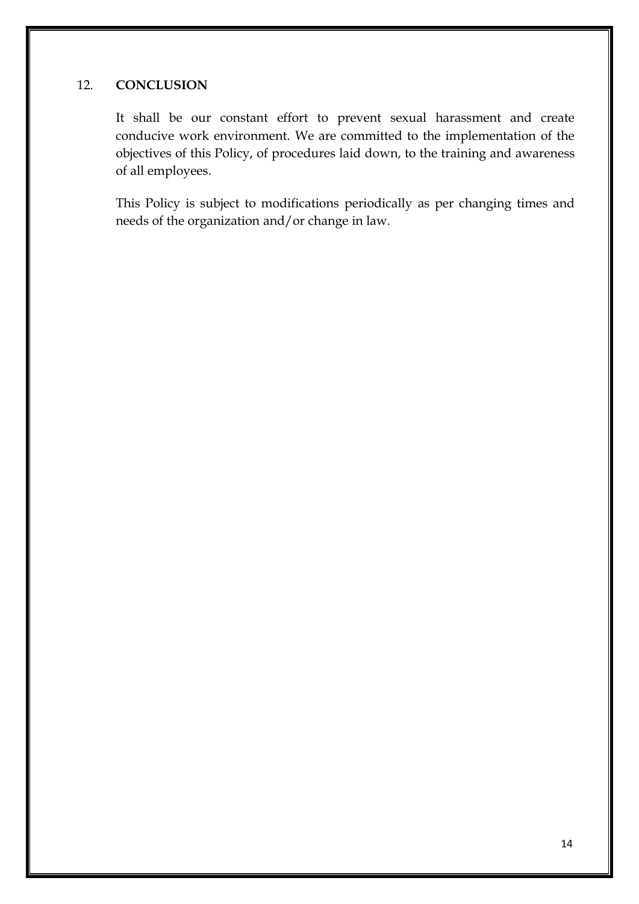## 12. CONCLUSION

It shall be our constant effort to prevent sexual harassment and create conducive work environment. We are committed to the implementation of the objectives of this Policy, of procedures laid down, to the training and awareness of all employees.

This Policy is subject to modifications periodically as per changing times and needs of the organization and/or change in law.